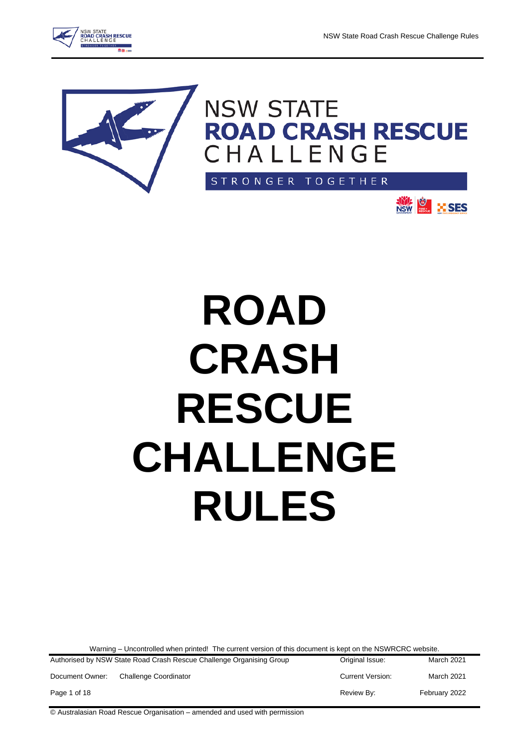NSW STATE
**ROAD CRASH RESCUE**
CHALLENGE

STRONGER TOGETHER

# ROAD CRASH RESCUE CHALLENGE RULES

Warning – Uncontrolled when printed! The current version of this document is kept on the NSWRCRC website.

| Authorised by NSW State Road Crash Rescue Challenge Organising Group | | Original Issue: | March 2021 |
|---|---|---|---|
| Document Owner: | Challenge Coordinator | Current Version: | March 2021 |
| | | Review By: | February 2022 |

© Australasian Road Rescue Organisation – amended and used with permission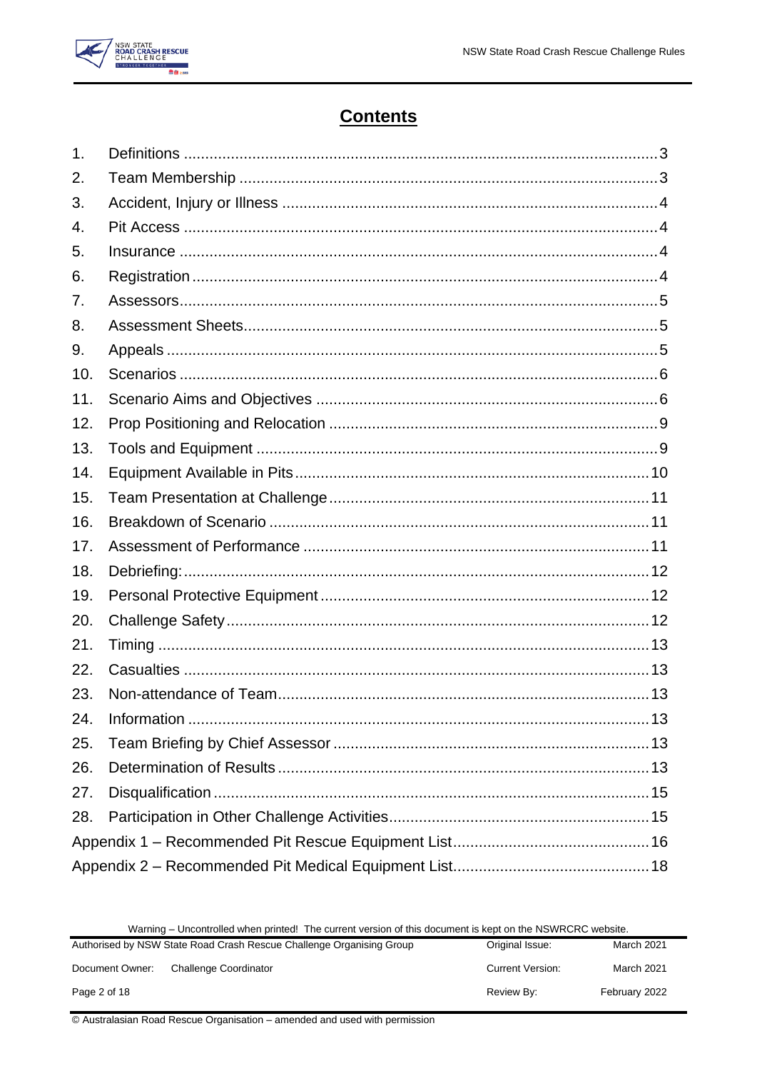# Contents

1. Definitions ....................................................................................................... 3
2. Team Membership ............................................................................................. 3
3. Accident, Injury or Illness .................................................................................. 4
4. Pit Access .......................................................................................................... 4
5. Insurance ........................................................................................................... 4
6. Registration ........................................................................................................ 4
7. Assessors ........................................................................................................... 5
8. Assessment Sheets ............................................................................................ 5
9. Appeals .............................................................................................................. 5
10. Scenarios ........................................................................................................... 6
11. Scenario Aims and Objectives ........................................................................... 6
12. Prop Positioning and Relocation ........................................................................ 9
13. Tools and Equipment ......................................................................................... 9
14. Equipment Available in Pits .............................................................................. 10
15. Team Presentation at Challenge ...................................................................... 11
16. Breakdown of Scenario .................................................................................... 11
17. Assessment of Performance ............................................................................ 11
18. Debriefing: ....................................................................................................... 12
19. Personal Protective Equipment ........................................................................ 12
20. Challenge Safety .............................................................................................. 12
21. Timing .............................................................................................................. 13
22. Casualties ........................................................................................................ 13
23. Non-attendance of Team .................................................................................. 13
24. Information ....................................................................................................... 13
25. Team Briefing by Chief Assessor ...................................................................... 13
26. Determination of Results .................................................................................. 13
27. Disqualification ................................................................................................. 15
28. Participation in Other Challenge Activities ........................................................ 15

Appendix 1 – Recommended Pit Rescue Equipment List .......................................... 16

Appendix 2 – Recommended Pit Medical Equipment List .......................................... 18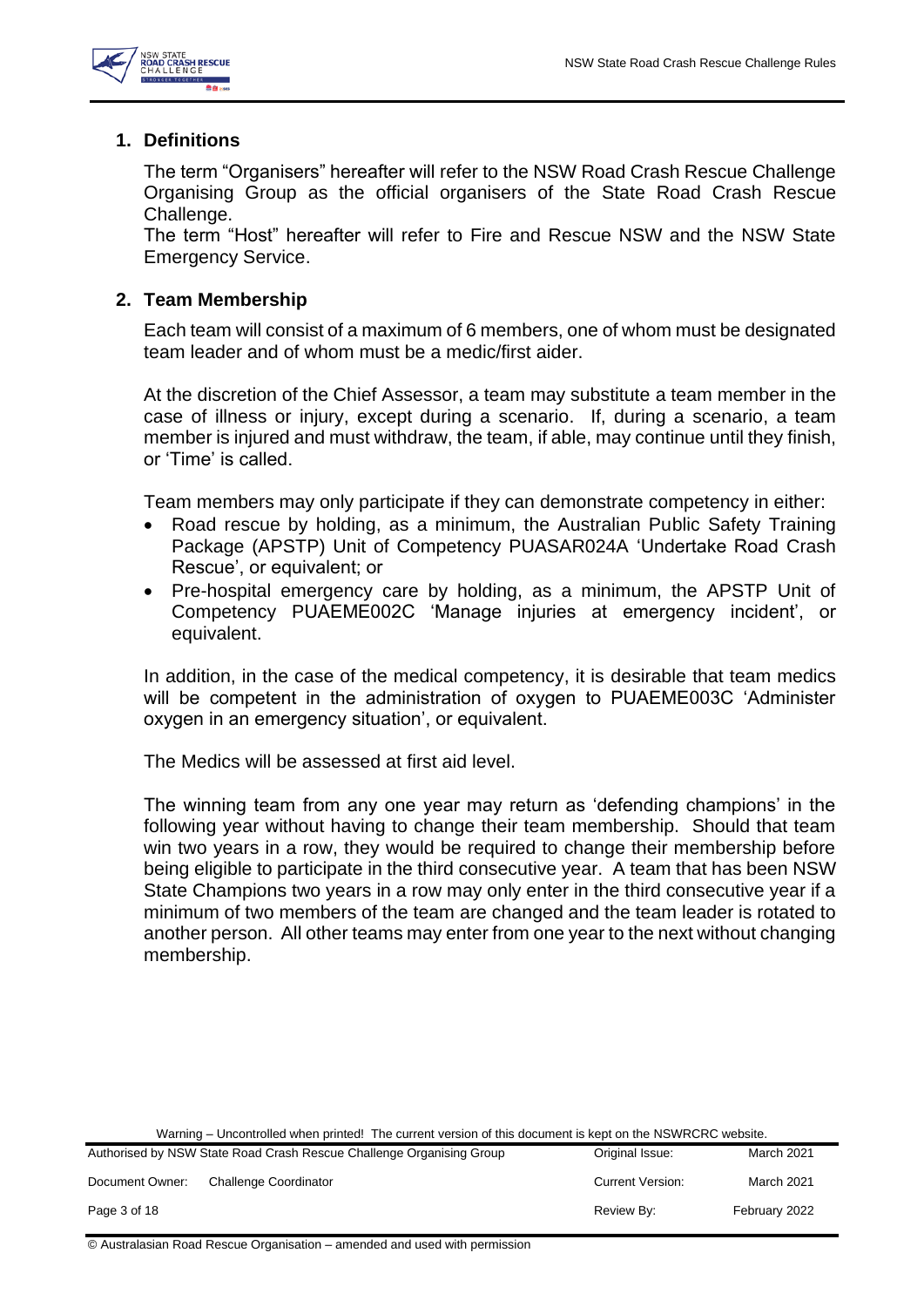## 1. Definitions

The term “Organisers” hereafter will refer to the NSW Road Crash Rescue Challenge Organising Group as the official organisers of the State Road Crash Rescue Challenge.

The term “Host” hereafter will refer to Fire and Rescue NSW and the NSW State Emergency Service.

## 2. Team Membership

Each team will consist of a maximum of 6 members, one of whom must be designated team leader and of whom must be a medic/first aider.

At the discretion of the Chief Assessor, a team may substitute a team member in the case of illness or injury, except during a scenario. If, during a scenario, a team member is injured and must withdraw, the team, if able, may continue until they finish, or ‘Time’ is called.

Team members may only participate if they can demonstrate competency in either:

- Road rescue by holding, as a minimum, the Australian Public Safety Training Package (APSTP) Unit of Competency PUASAR024A ‘Undertake Road Crash Rescue’, or equivalent; or
- Pre-hospital emergency care by holding, as a minimum, the APSTP Unit of Competency PUAEME002C ‘Manage injuries at emergency incident’, or equivalent.

In addition, in the case of the medical competency, it is desirable that team medics will be competent in the administration of oxygen to PUAEME003C ‘Administer oxygen in an emergency situation’, or equivalent.

The Medics will be assessed at first aid level.

The winning team from any one year may return as ‘defending champions’ in the following year without having to change their team membership. Should that team win two years in a row, they would be required to change their membership before being eligible to participate in the third consecutive year. A team that has been NSW State Champions two years in a row may only enter in the third consecutive year if a minimum of two members of the team are changed and the team leader is rotated to another person. All other teams may enter from one year to the next without changing membership.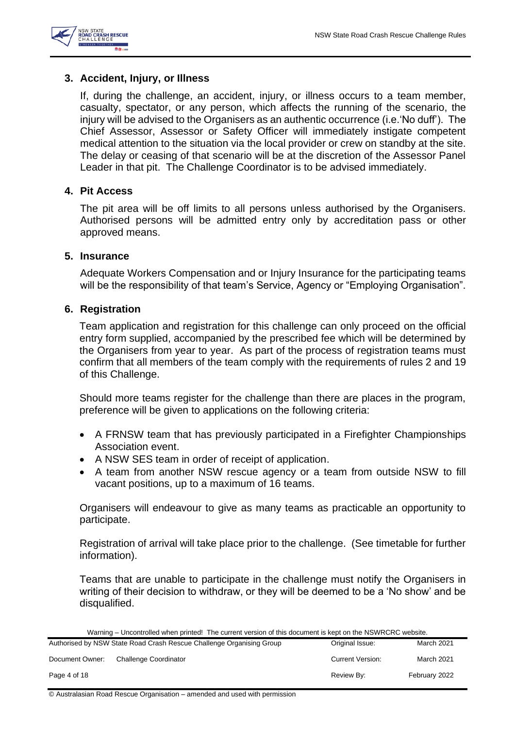## 3. Accident, Injury, or Illness

If, during the challenge, an accident, injury, or illness occurs to a team member, casualty, spectator, or any person, which affects the running of the scenario, the injury will be advised to the Organisers as an authentic occurrence (i.e.'No duff'). The Chief Assessor, Assessor or Safety Officer will immediately instigate competent medical attention to the situation via the local provider or crew on standby at the site. The delay or ceasing of that scenario will be at the discretion of the Assessor Panel Leader in that pit. The Challenge Coordinator is to be advised immediately.

## 4. Pit Access

The pit area will be off limits to all persons unless authorised by the Organisers. Authorised persons will be admitted entry only by accreditation pass or other approved means.

## 5. Insurance

Adequate Workers Compensation and or Injury Insurance for the participating teams will be the responsibility of that team's Service, Agency or "Employing Organisation".

## 6. Registration

Team application and registration for this challenge can only proceed on the official entry form supplied, accompanied by the prescribed fee which will be determined by the Organisers from year to year. As part of the process of registration teams must confirm that all members of the team comply with the requirements of rules 2 and 19 of this Challenge.

Should more teams register for the challenge than there are places in the program, preference will be given to applications on the following criteria:

- A FRNSW team that has previously participated in a Firefighter Championships Association event.
- A NSW SES team in order of receipt of application.
- A team from another NSW rescue agency or a team from outside NSW to fill vacant positions, up to a maximum of 16 teams.

Organisers will endeavour to give as many teams as practicable an opportunity to participate.

Registration of arrival will take place prior to the challenge. (See timetable for further information).

Teams that are unable to participate in the challenge must notify the Organisers in writing of their decision to withdraw, or they will be deemed to be a 'No show' and be disqualified.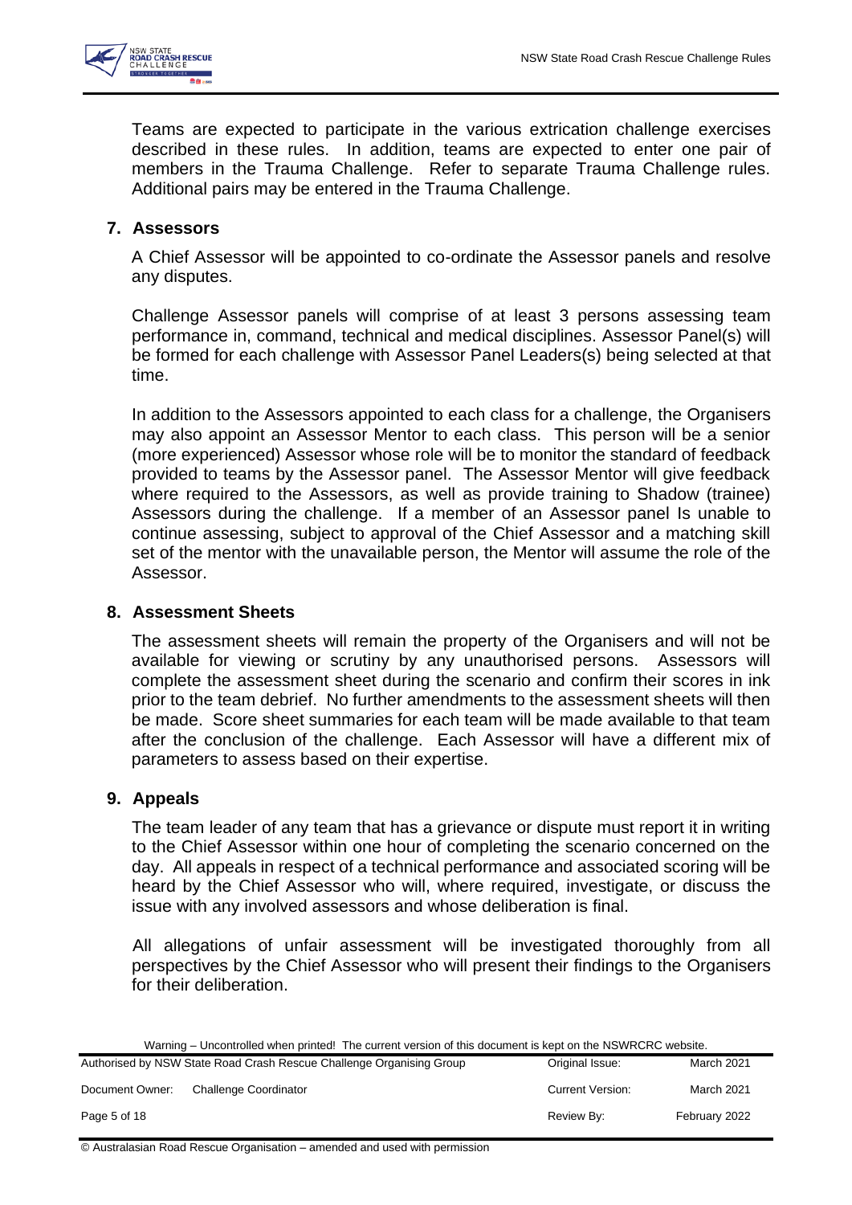Teams are expected to participate in the various extrication challenge exercises described in these rules. In addition, teams are expected to enter one pair of members in the Trauma Challenge. Refer to separate Trauma Challenge rules. Additional pairs may be entered in the Trauma Challenge.

## 7. Assessors

A Chief Assessor will be appointed to co-ordinate the Assessor panels and resolve any disputes.

Challenge Assessor panels will comprise of at least 3 persons assessing team performance in, command, technical and medical disciplines. Assessor Panel(s) will be formed for each challenge with Assessor Panel Leaders(s) being selected at that time.

In addition to the Assessors appointed to each class for a challenge, the Organisers may also appoint an Assessor Mentor to each class. This person will be a senior (more experienced) Assessor whose role will be to monitor the standard of feedback provided to teams by the Assessor panel. The Assessor Mentor will give feedback where required to the Assessors, as well as provide training to Shadow (trainee) Assessors during the challenge. If a member of an Assessor panel Is unable to continue assessing, subject to approval of the Chief Assessor and a matching skill set of the mentor with the unavailable person, the Mentor will assume the role of the Assessor.

## 8. Assessment Sheets

The assessment sheets will remain the property of the Organisers and will not be available for viewing or scrutiny by any unauthorised persons. Assessors will complete the assessment sheet during the scenario and confirm their scores in ink prior to the team debrief. No further amendments to the assessment sheets will then be made. Score sheet summaries for each team will be made available to that team after the conclusion of the challenge. Each Assessor will have a different mix of parameters to assess based on their expertise.

## 9. Appeals

The team leader of any team that has a grievance or dispute must report it in writing to the Chief Assessor within one hour of completing the scenario concerned on the day. All appeals in respect of a technical performance and associated scoring will be heard by the Chief Assessor who will, where required, investigate, or discuss the issue with any involved assessors and whose deliberation is final.

All allegations of unfair assessment will be investigated thoroughly from all perspectives by the Chief Assessor who will present their findings to the Organisers for their deliberation.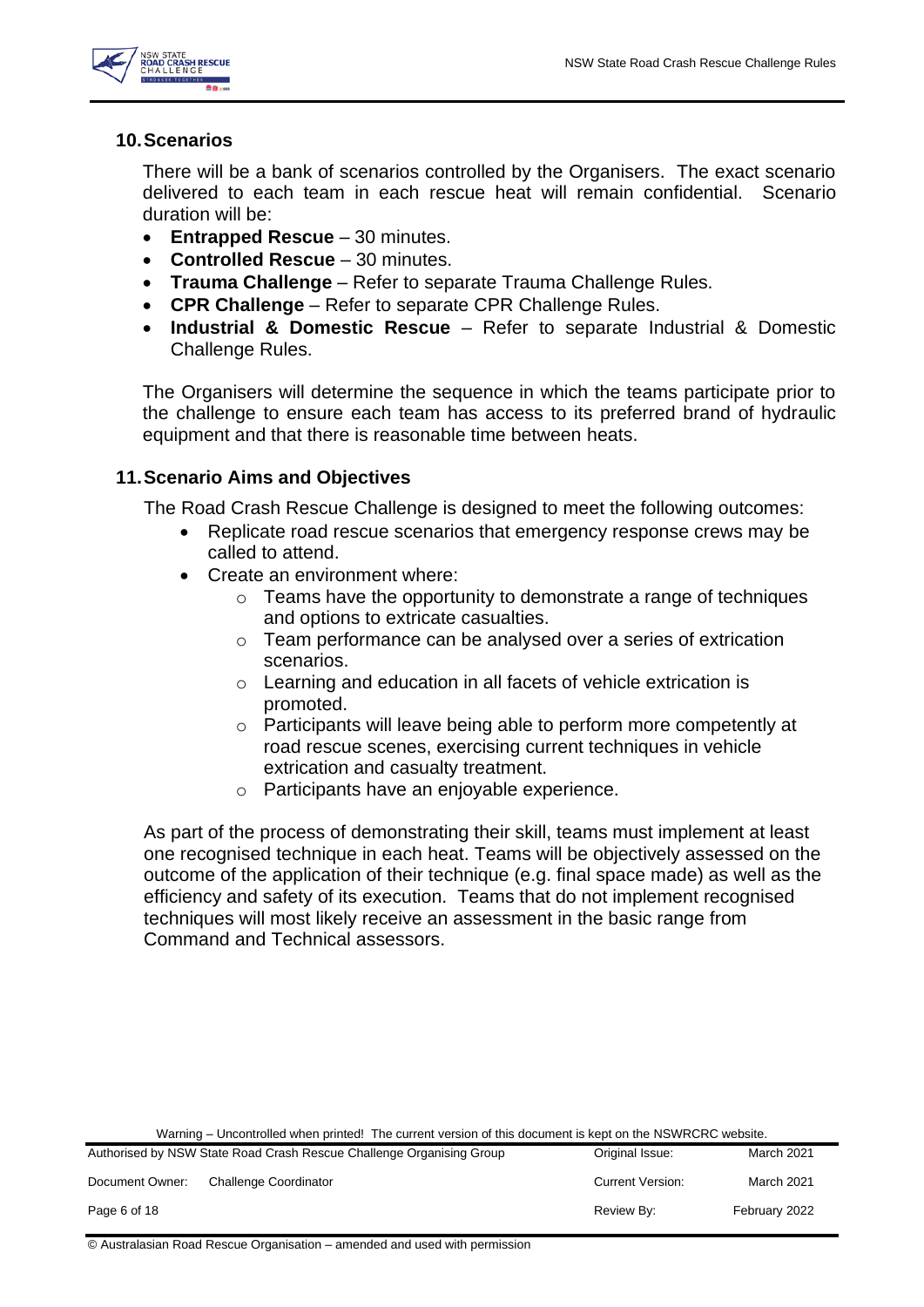## 10. Scenarios

There will be a bank of scenarios controlled by the Organisers. The exact scenario delivered to each team in each rescue heat will remain confidential. Scenario duration will be:

- **Entrapped Rescue** – 30 minutes.
- **Controlled Rescue** – 30 minutes.
- **Trauma Challenge** – Refer to separate Trauma Challenge Rules.
- **CPR Challenge** – Refer to separate CPR Challenge Rules.
- **Industrial & Domestic Rescue** – Refer to separate Industrial & Domestic Challenge Rules.

The Organisers will determine the sequence in which the teams participate prior to the challenge to ensure each team has access to its preferred brand of hydraulic equipment and that there is reasonable time between heats.

## 11. Scenario Aims and Objectives

The Road Crash Rescue Challenge is designed to meet the following outcomes:

- Replicate road rescue scenarios that emergency response crews may be called to attend.
- Create an environment where:
  - Teams have the opportunity to demonstrate a range of techniques and options to extricate casualties.
  - Team performance can be analysed over a series of extrication scenarios.
  - Learning and education in all facets of vehicle extrication is promoted.
  - Participants will leave being able to perform more competently at road rescue scenes, exercising current techniques in vehicle extrication and casualty treatment.
  - Participants have an enjoyable experience.

As part of the process of demonstrating their skill, teams must implement at least one recognised technique in each heat. Teams will be objectively assessed on the outcome of the application of their technique (e.g. final space made) as well as the efficiency and safety of its execution. Teams that do not implement recognised techniques will most likely receive an assessment in the basic range from Command and Technical assessors.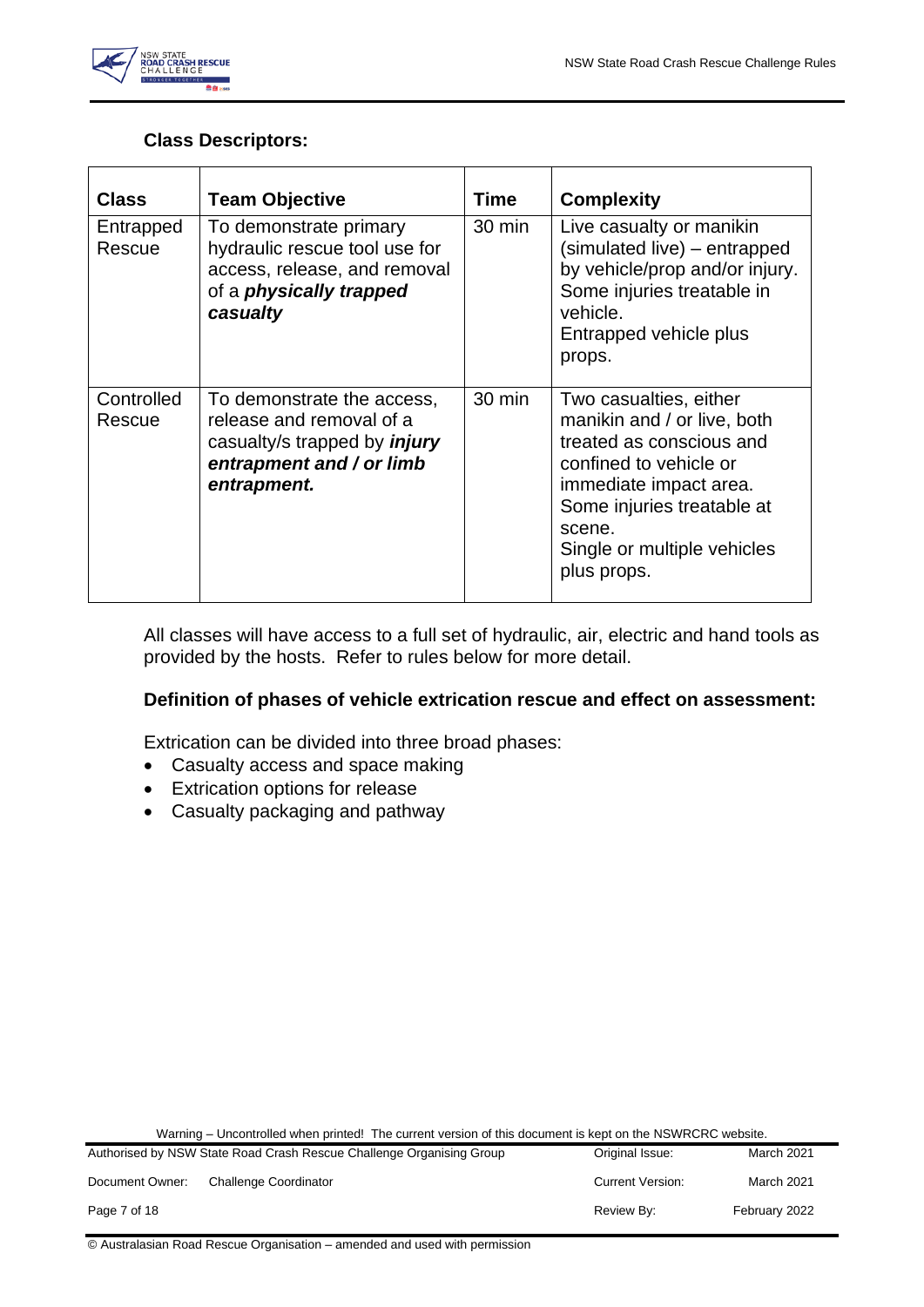**Class Descriptors:**

| Class | Team Objective | Time | Complexity |
|---|---|---|---|
| Entrapped Rescue | To demonstrate primary hydraulic rescue tool use for access, release, and removal of a ***physically trapped casualty*** | 30 min | Live casualty or manikin (simulated live) – entrapped by vehicle/prop and/or injury. Some injuries treatable in vehicle. Entrapped vehicle plus props. |
| Controlled Rescue | To demonstrate the access, release and removal of a casualty/s trapped by ***injury entrapment and / or limb entrapment.*** | 30 min | Two casualties, either manikin and / or live, both treated as conscious and confined to vehicle or immediate impact area. Some injuries treatable at scene. Single or multiple vehicles plus props. |

All classes will have access to a full set of hydraulic, air, electric and hand tools as provided by the hosts. Refer to rules below for more detail.

**Definition of phases of vehicle extrication rescue and effect on assessment:**

Extrication can be divided into three broad phases:

- Casualty access and space making
- Extrication options for release
- Casualty packaging and pathway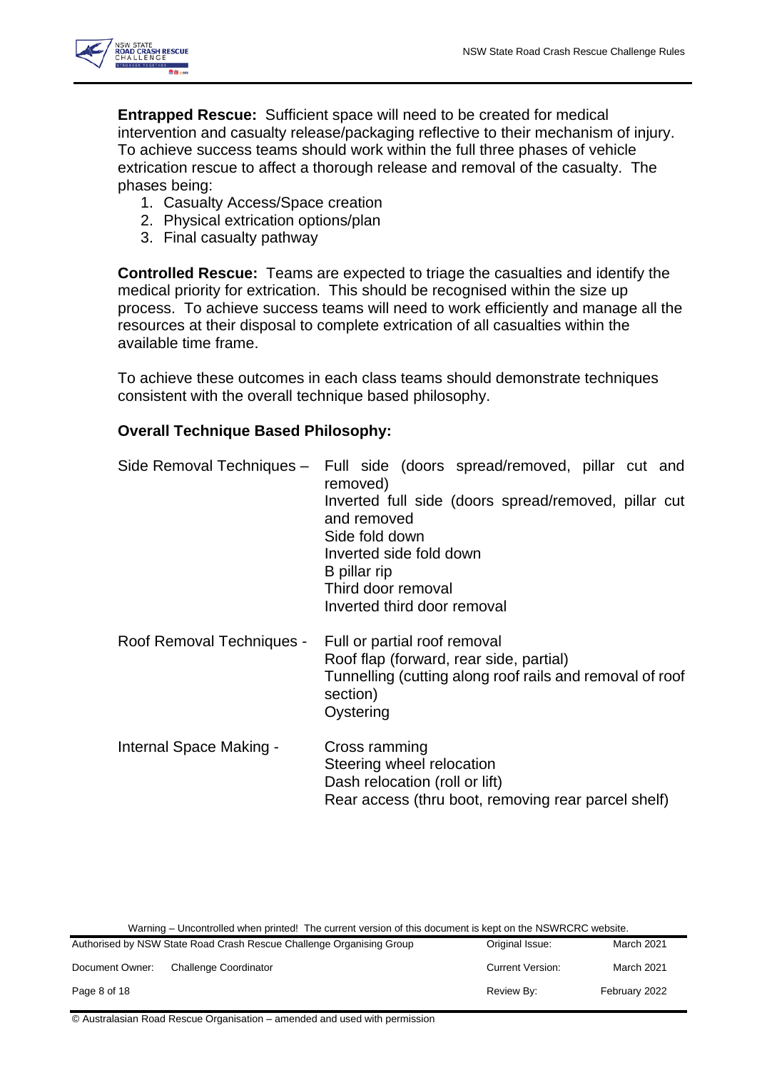**Entrapped Rescue:** Sufficient space will need to be created for medical intervention and casualty release/packaging reflective to their mechanism of injury. To achieve success teams should work within the full three phases of vehicle extrication rescue to affect a thorough release and removal of the casualty. The phases being:

1. Casualty Access/Space creation
2. Physical extrication options/plan
3. Final casualty pathway

**Controlled Rescue:** Teams are expected to triage the casualties and identify the medical priority for extrication. This should be recognised within the size up process. To achieve success teams will need to work efficiently and manage all the resources at their disposal to complete extrication of all casualties within the available time frame.

To achieve these outcomes in each class teams should demonstrate techniques consistent with the overall technique based philosophy.

**Overall Technique Based Philosophy:**

Side Removal Techniques –
- Full side (doors spread/removed, pillar cut and removed)
- Inverted full side (doors spread/removed, pillar cut and removed
- Side fold down
- Inverted side fold down
- B pillar rip
- Third door removal
- Inverted third door removal

Roof Removal Techniques -
- Full or partial roof removal
- Roof flap (forward, rear side, partial)
- Tunnelling (cutting along roof rails and removal of roof section)
- Oystering

Internal Space Making -
- Cross ramming
- Steering wheel relocation
- Dash relocation (roll or lift)
- Rear access (thru boot, removing rear parcel shelf)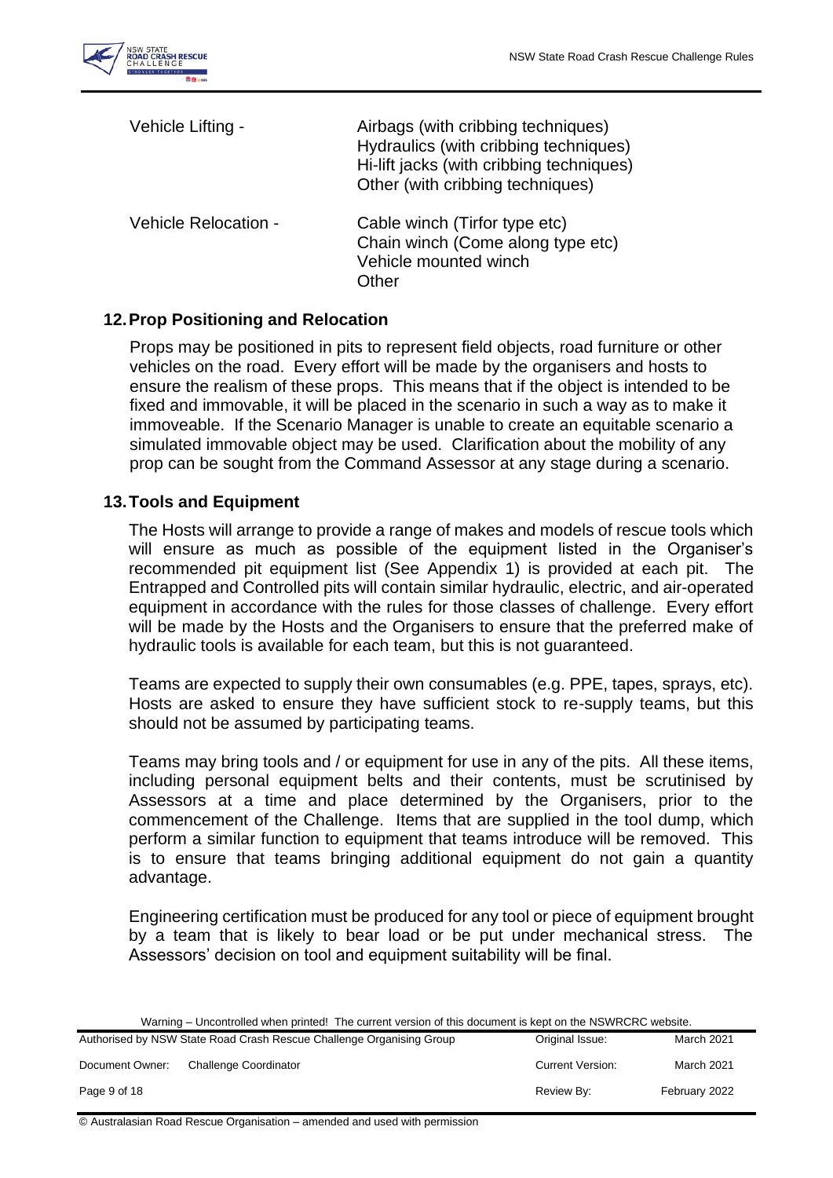| | |
|---|---|
| Vehicle Lifting - | Airbags (with cribbing techniques)<br>Hydraulics (with cribbing techniques)<br>Hi-lift jacks (with cribbing techniques)<br>Other (with cribbing techniques) |
| Vehicle Relocation - | Cable winch (Tirfor type etc)<br>Chain winch (Come along type etc)<br>Vehicle mounted winch<br>Other |

## 12. Prop Positioning and Relocation

Props may be positioned in pits to represent field objects, road furniture or other vehicles on the road. Every effort will be made by the organisers and hosts to ensure the realism of these props. This means that if the object is intended to be fixed and immovable, it will be placed in the scenario in such a way as to make it immoveable. If the Scenario Manager is unable to create an equitable scenario a simulated immovable object may be used. Clarification about the mobility of any prop can be sought from the Command Assessor at any stage during a scenario.

## 13. Tools and Equipment

The Hosts will arrange to provide a range of makes and models of rescue tools which will ensure as much as possible of the equipment listed in the Organiser's recommended pit equipment list (See Appendix 1) is provided at each pit. The Entrapped and Controlled pits will contain similar hydraulic, electric, and air-operated equipment in accordance with the rules for those classes of challenge. Every effort will be made by the Hosts and the Organisers to ensure that the preferred make of hydraulic tools is available for each team, but this is not guaranteed.

Teams are expected to supply their own consumables (e.g. PPE, tapes, sprays, etc). Hosts are asked to ensure they have sufficient stock to re-supply teams, but this should not be assumed by participating teams.

Teams may bring tools and / or equipment for use in any of the pits. All these items, including personal equipment belts and their contents, must be scrutinised by Assessors at a time and place determined by the Organisers, prior to the commencement of the Challenge. Items that are supplied in the tool dump, which perform a similar function to equipment that teams introduce will be removed. This is to ensure that teams bringing additional equipment do not gain a quantity advantage.

Engineering certification must be produced for any tool or piece of equipment brought by a team that is likely to bear load or be put under mechanical stress. The Assessors' decision on tool and equipment suitability will be final.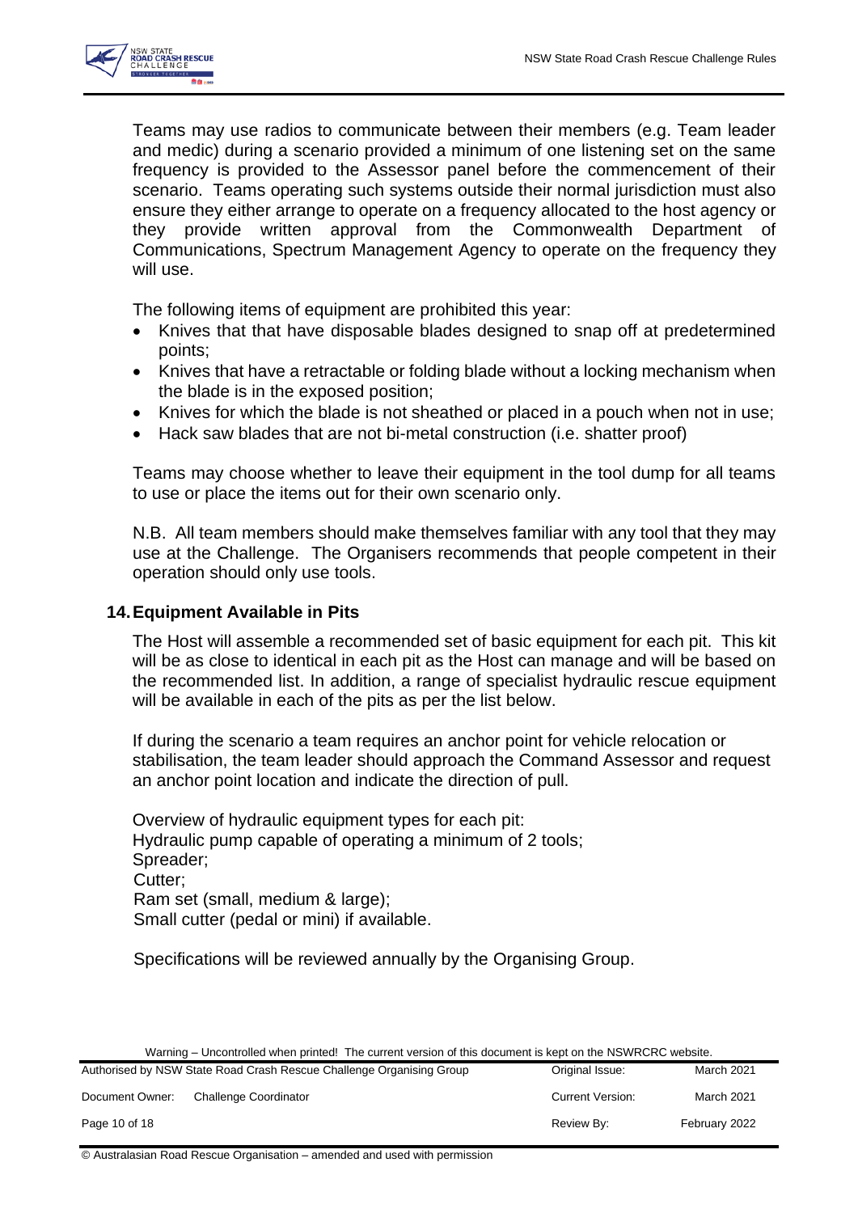Teams may use radios to communicate between their members (e.g. Team leader and medic) during a scenario provided a minimum of one listening set on the same frequency is provided to the Assessor panel before the commencement of their scenario. Teams operating such systems outside their normal jurisdiction must also ensure they either arrange to operate on a frequency allocated to the host agency or they provide written approval from the Commonwealth Department of Communications, Spectrum Management Agency to operate on the frequency they will use.

The following items of equipment are prohibited this year:

- Knives that that have disposable blades designed to snap off at predetermined points;
- Knives that have a retractable or folding blade without a locking mechanism when the blade is in the exposed position;
- Knives for which the blade is not sheathed or placed in a pouch when not in use;
- Hack saw blades that are not bi-metal construction (i.e. shatter proof)

Teams may choose whether to leave their equipment in the tool dump for all teams to use or place the items out for their own scenario only.

N.B. All team members should make themselves familiar with any tool that they may use at the Challenge. The Organisers recommends that people competent in their operation should only use tools.

## 14. Equipment Available in Pits

The Host will assemble a recommended set of basic equipment for each pit. This kit will be as close to identical in each pit as the Host can manage and will be based on the recommended list. In addition, a range of specialist hydraulic rescue equipment will be available in each of the pits as per the list below.

If during the scenario a team requires an anchor point for vehicle relocation or stabilisation, the team leader should approach the Command Assessor and request an anchor point location and indicate the direction of pull.

Overview of hydraulic equipment types for each pit:
Hydraulic pump capable of operating a minimum of 2 tools;
Spreader;
Cutter;
Ram set (small, medium & large);
Small cutter (pedal or mini) if available.

Specifications will be reviewed annually by the Organising Group.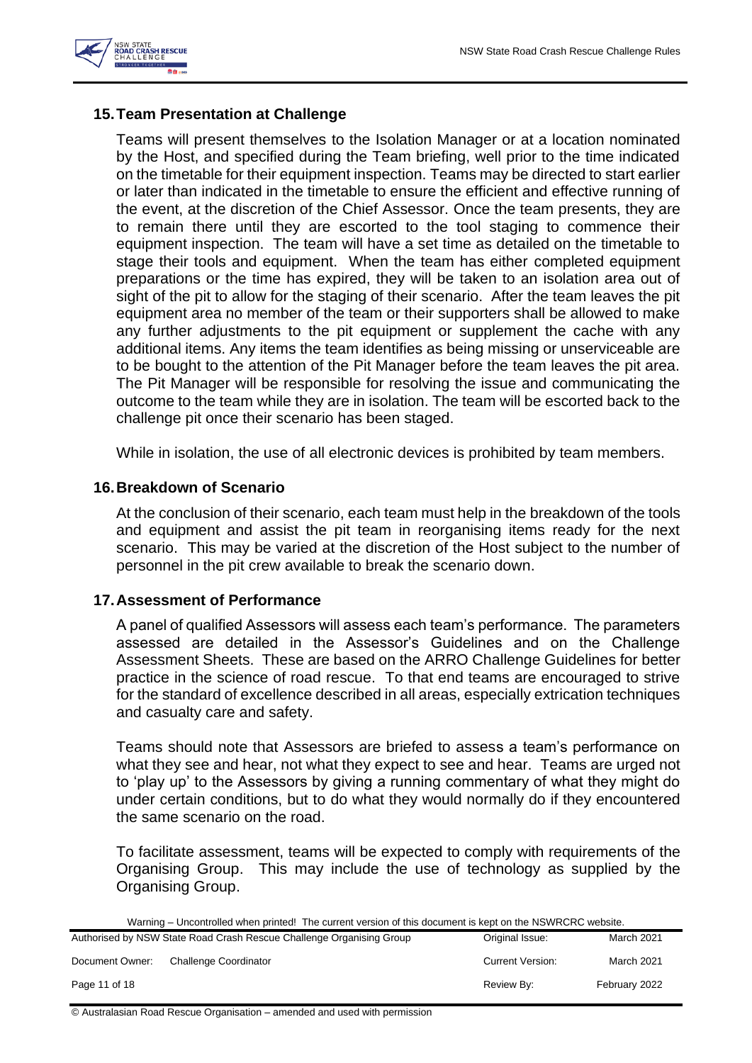## 15. Team Presentation at Challenge

Teams will present themselves to the Isolation Manager or at a location nominated by the Host, and specified during the Team briefing, well prior to the time indicated on the timetable for their equipment inspection. Teams may be directed to start earlier or later than indicated in the timetable to ensure the efficient and effective running of the event, at the discretion of the Chief Assessor. Once the team presents, they are to remain there until they are escorted to the tool staging to commence their equipment inspection. The team will have a set time as detailed on the timetable to stage their tools and equipment. When the team has either completed equipment preparations or the time has expired, they will be taken to an isolation area out of sight of the pit to allow for the staging of their scenario. After the team leaves the pit equipment area no member of the team or their supporters shall be allowed to make any further adjustments to the pit equipment or supplement the cache with any additional items. Any items the team identifies as being missing or unserviceable are to be bought to the attention of the Pit Manager before the team leaves the pit area. The Pit Manager will be responsible for resolving the issue and communicating the outcome to the team while they are in isolation. The team will be escorted back to the challenge pit once their scenario has been staged.

While in isolation, the use of all electronic devices is prohibited by team members.

## 16. Breakdown of Scenario

At the conclusion of their scenario, each team must help in the breakdown of the tools and equipment and assist the pit team in reorganising items ready for the next scenario. This may be varied at the discretion of the Host subject to the number of personnel in the pit crew available to break the scenario down.

## 17. Assessment of Performance

A panel of qualified Assessors will assess each team's performance. The parameters assessed are detailed in the Assessor's Guidelines and on the Challenge Assessment Sheets. These are based on the ARRO Challenge Guidelines for better practice in the science of road rescue. To that end teams are encouraged to strive for the standard of excellence described in all areas, especially extrication techniques and casualty care and safety.

Teams should note that Assessors are briefed to assess a team's performance on what they see and hear, not what they expect to see and hear. Teams are urged not to 'play up' to the Assessors by giving a running commentary of what they might do under certain conditions, but to do what they would normally do if they encountered the same scenario on the road.

To facilitate assessment, teams will be expected to comply with requirements of the Organising Group. This may include the use of technology as supplied by the Organising Group.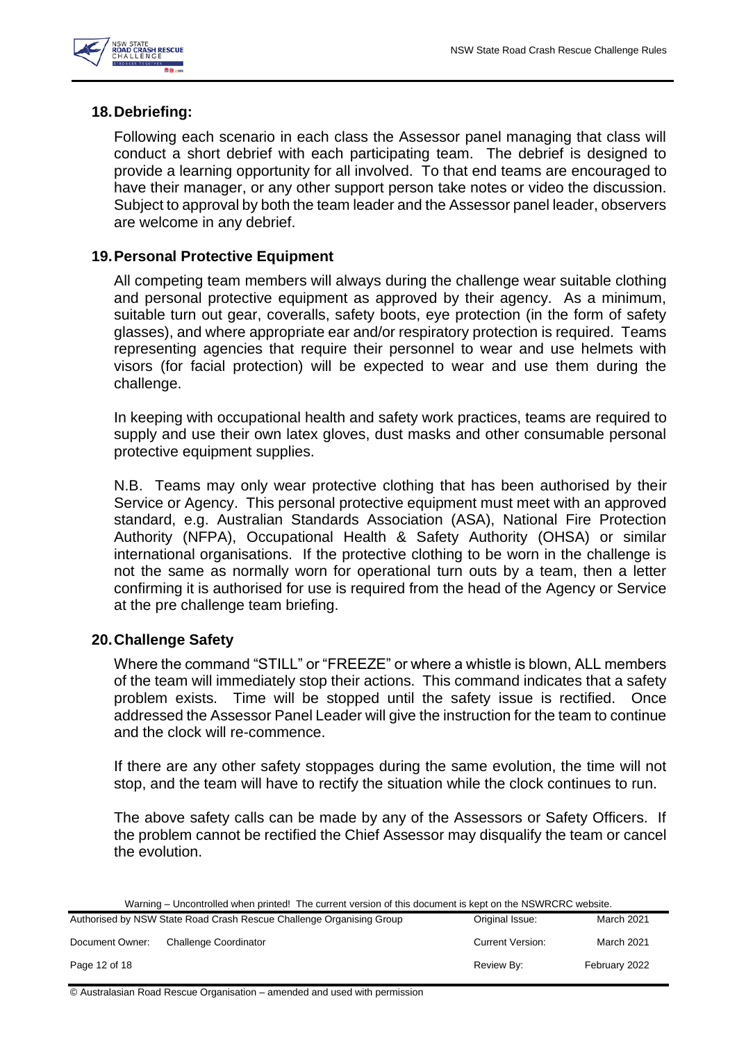## 18. Debriefing:

Following each scenario in each class the Assessor panel managing that class will conduct a short debrief with each participating team. The debrief is designed to provide a learning opportunity for all involved. To that end teams are encouraged to have their manager, or any other support person take notes or video the discussion. Subject to approval by both the team leader and the Assessor panel leader, observers are welcome in any debrief.

## 19. Personal Protective Equipment

All competing team members will always during the challenge wear suitable clothing and personal protective equipment as approved by their agency. As a minimum, suitable turn out gear, coveralls, safety boots, eye protection (in the form of safety glasses), and where appropriate ear and/or respiratory protection is required. Teams representing agencies that require their personnel to wear and use helmets with visors (for facial protection) will be expected to wear and use them during the challenge.

In keeping with occupational health and safety work practices, teams are required to supply and use their own latex gloves, dust masks and other consumable personal protective equipment supplies.

N.B. Teams may only wear protective clothing that has been authorised by their Service or Agency. This personal protective equipment must meet with an approved standard, e.g. Australian Standards Association (ASA), National Fire Protection Authority (NFPA), Occupational Health & Safety Authority (OHSA) or similar international organisations. If the protective clothing to be worn in the challenge is not the same as normally worn for operational turn outs by a team, then a letter confirming it is authorised for use is required from the head of the Agency or Service at the pre challenge team briefing.

## 20. Challenge Safety

Where the command "STILL" or "FREEZE" or where a whistle is blown, ALL members of the team will immediately stop their actions. This command indicates that a safety problem exists. Time will be stopped until the safety issue is rectified. Once addressed the Assessor Panel Leader will give the instruction for the team to continue and the clock will re-commence.

If there are any other safety stoppages during the same evolution, the time will not stop, and the team will have to rectify the situation while the clock continues to run.

The above safety calls can be made by any of the Assessors or Safety Officers. If the problem cannot be rectified the Chief Assessor may disqualify the team or cancel the evolution.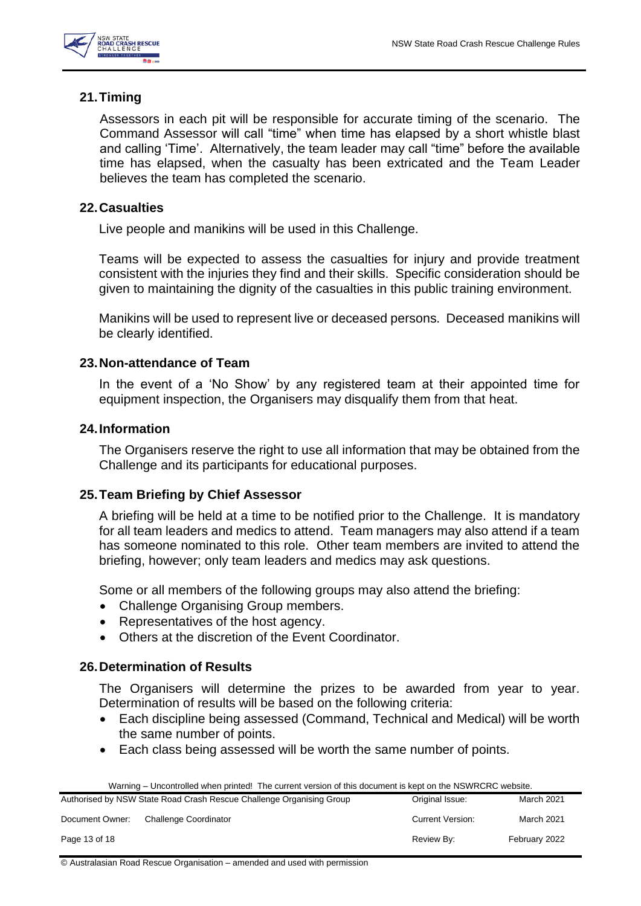## 21. Timing

Assessors in each pit will be responsible for accurate timing of the scenario. The Command Assessor will call "time" when time has elapsed by a short whistle blast and calling 'Time'. Alternatively, the team leader may call "time" before the available time has elapsed, when the casualty has been extricated and the Team Leader believes the team has completed the scenario.

## 22. Casualties

Live people and manikins will be used in this Challenge.

Teams will be expected to assess the casualties for injury and provide treatment consistent with the injuries they find and their skills. Specific consideration should be given to maintaining the dignity of the casualties in this public training environment.

Manikins will be used to represent live or deceased persons. Deceased manikins will be clearly identified.

## 23. Non-attendance of Team

In the event of a 'No Show' by any registered team at their appointed time for equipment inspection, the Organisers may disqualify them from that heat.

## 24. Information

The Organisers reserve the right to use all information that may be obtained from the Challenge and its participants for educational purposes.

## 25. Team Briefing by Chief Assessor

A briefing will be held at a time to be notified prior to the Challenge. It is mandatory for all team leaders and medics to attend. Team managers may also attend if a team has someone nominated to this role. Other team members are invited to attend the briefing, however; only team leaders and medics may ask questions.

Some or all members of the following groups may also attend the briefing:

- Challenge Organising Group members.
- Representatives of the host agency.
- Others at the discretion of the Event Coordinator.

## 26. Determination of Results

The Organisers will determine the prizes to be awarded from year to year. Determination of results will be based on the following criteria:

- Each discipline being assessed (Command, Technical and Medical) will be worth the same number of points.
- Each class being assessed will be worth the same number of points.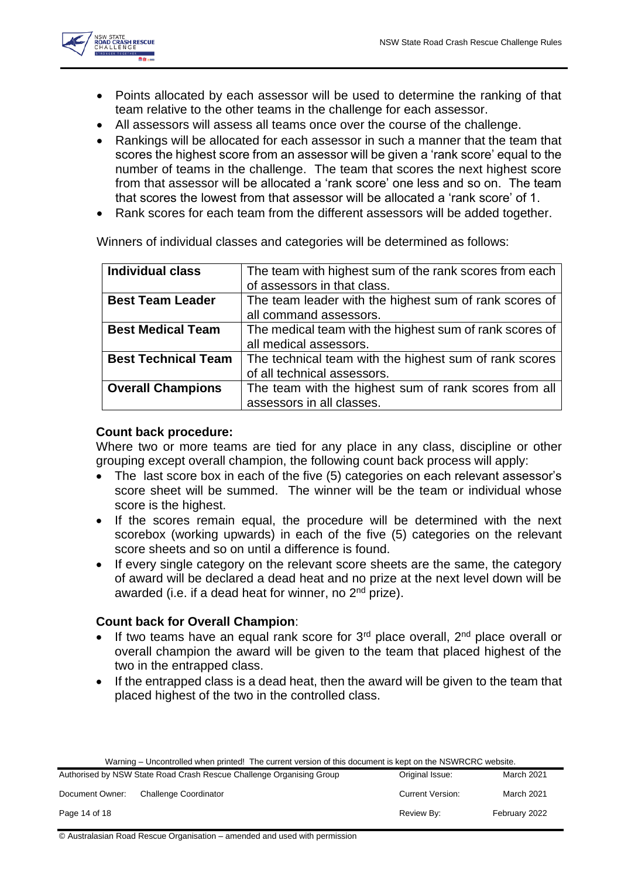- Points allocated by each assessor will be used to determine the ranking of that team relative to the other teams in the challenge for each assessor.
- All assessors will assess all teams once over the course of the challenge.
- Rankings will be allocated for each assessor in such a manner that the team that scores the highest score from an assessor will be given a 'rank score' equal to the number of teams in the challenge. The team that scores the next highest score from that assessor will be allocated a 'rank score' one less and so on. The team that scores the lowest from that assessor will be allocated a 'rank score' of 1.
- Rank scores for each team from the different assessors will be added together.

Winners of individual classes and categories will be determined as follows:

| | |
|---|---|
| **Individual class** | The team with highest sum of the rank scores from each of assessors in that class. |
| **Best Team Leader** | The team leader with the highest sum of rank scores of all command assessors. |
| **Best Medical Team** | The medical team with the highest sum of rank scores of all medical assessors. |
| **Best Technical Team** | The technical team with the highest sum of rank scores of all technical assessors. |
| **Overall Champions** | The team with the highest sum of rank scores from all assessors in all classes. |

**Count back procedure:**

Where two or more teams are tied for any place in any class, discipline or other grouping except overall champion, the following count back process will apply:

- The last score box in each of the five (5) categories on each relevant assessor's score sheet will be summed. The winner will be the team or individual whose score is the highest.
- If the scores remain equal, the procedure will be determined with the next scorebox (working upwards) in each of the five (5) categories on the relevant score sheets and so on until a difference is found.
- If every single category on the relevant score sheets are the same, the category of award will be declared a dead heat and no prize at the next level down will be awarded (i.e. if a dead heat for winner, no 2nd prize).

**Count back for Overall Champion**:

- If two teams have an equal rank score for 3rd place overall, 2nd place overall or overall champion the award will be given to the team that placed highest of the two in the entrapped class.
- If the entrapped class is a dead heat, then the award will be given to the team that placed highest of the two in the controlled class.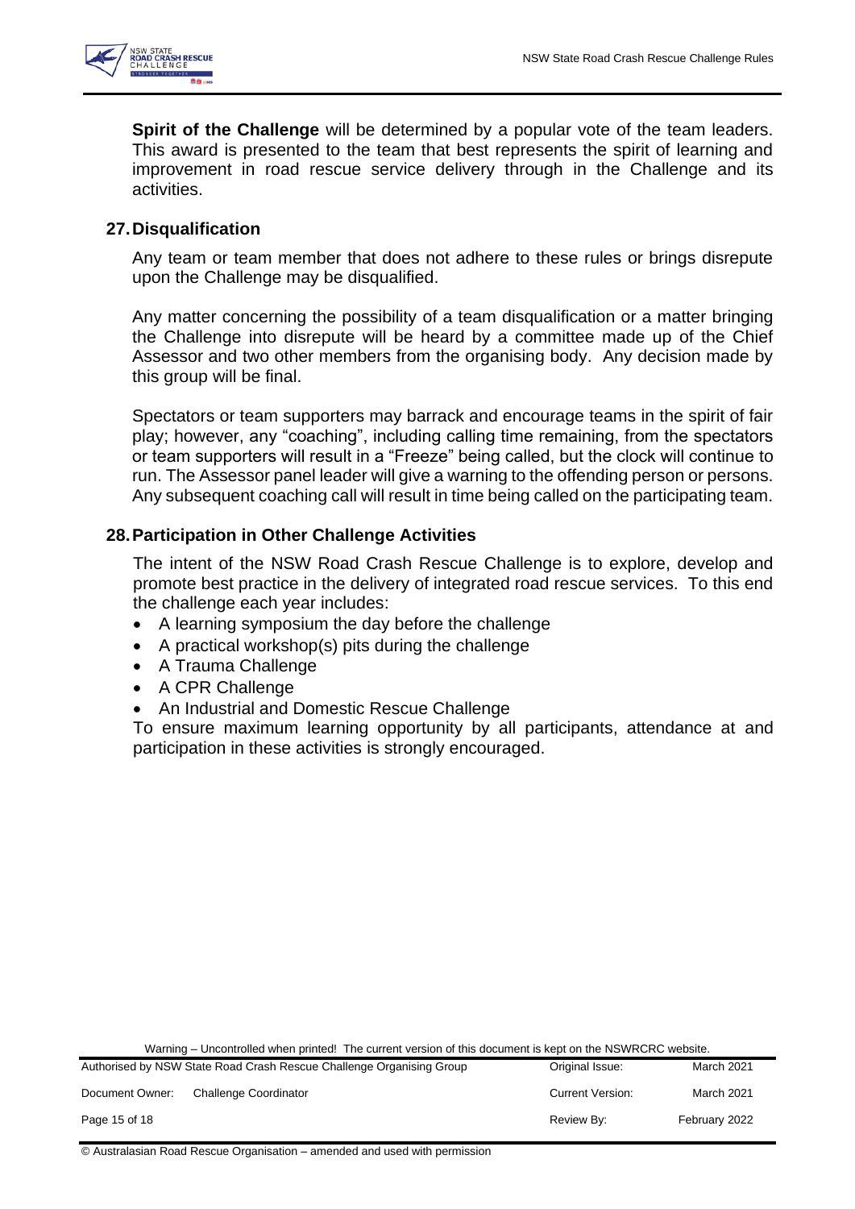**Spirit of the Challenge** will be determined by a popular vote of the team leaders. This award is presented to the team that best represents the spirit of learning and improvement in road rescue service delivery through in the Challenge and its activities.

## 27. Disqualification

Any team or team member that does not adhere to these rules or brings disrepute upon the Challenge may be disqualified.

Any matter concerning the possibility of a team disqualification or a matter bringing the Challenge into disrepute will be heard by a committee made up of the Chief Assessor and two other members from the organising body. Any decision made by this group will be final.

Spectators or team supporters may barrack and encourage teams in the spirit of fair play; however, any "coaching", including calling time remaining, from the spectators or team supporters will result in a "Freeze" being called, but the clock will continue to run. The Assessor panel leader will give a warning to the offending person or persons. Any subsequent coaching call will result in time being called on the participating team.

## 28. Participation in Other Challenge Activities

The intent of the NSW Road Crash Rescue Challenge is to explore, develop and promote best practice in the delivery of integrated road rescue services. To this end the challenge each year includes:

- A learning symposium the day before the challenge
- A practical workshop(s) pits during the challenge
- A Trauma Challenge
- A CPR Challenge
- An Industrial and Domestic Rescue Challenge

To ensure maximum learning opportunity by all participants, attendance at and participation in these activities is strongly encouraged.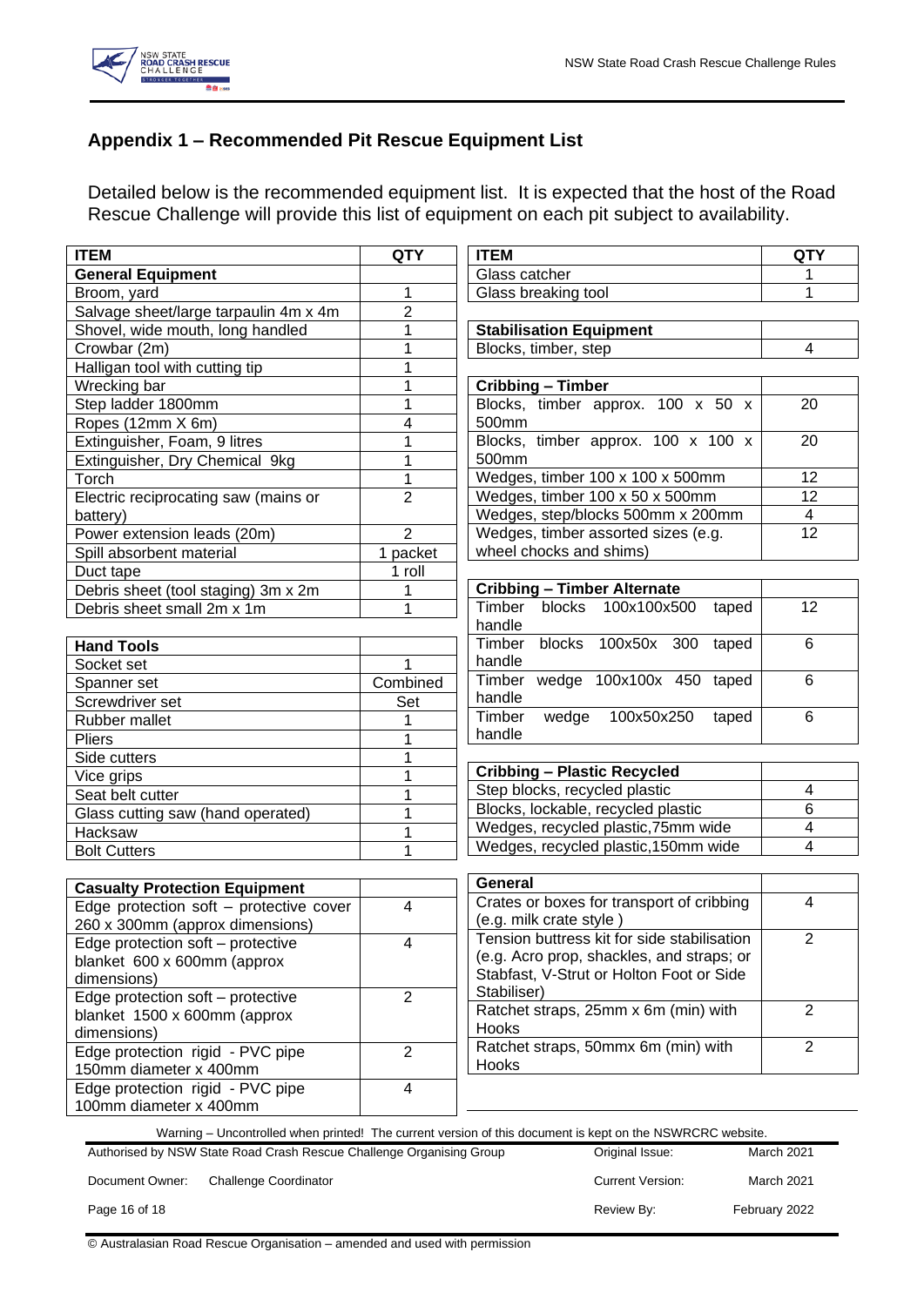## Appendix 1 – Recommended Pit Rescue Equipment List

Detailed below is the recommended equipment list. It is expected that the host of the Road Rescue Challenge will provide this list of equipment on each pit subject to availability.

| ITEM | QTY |
|---|---|
| **General Equipment** | |
| Broom, yard | 1 |
| Salvage sheet/large tarpaulin 4m x 4m | 2 |
| Shovel, wide mouth, long handled | 1 |
| Crowbar (2m) | 1 |
| Halligan tool with cutting tip | 1 |
| Wrecking bar | 1 |
| Step ladder 1800mm | 1 |
| Ropes (12mm X 6m) | 4 |
| Extinguisher, Foam, 9 litres | 1 |
| Extinguisher, Dry Chemical 9kg | 1 |
| Torch | 1 |
| Electric reciprocating saw (mains or battery) | 2 |
| Power extension leads (20m) | 2 |
| Spill absorbent material | 1 packet |
| Duct tape | 1 roll |
| Debris sheet (tool staging) 3m x 2m | 1 |
| Debris sheet small 2m x 1m | 1 |

| **Hand Tools** | |
|---|---|
| Socket set | 1 |
| Spanner set | Combined |
| Screwdriver set | Set |
| Rubber mallet | 1 |
| Pliers | 1 |
| Side cutters | 1 |
| Vice grips | 1 |
| Seat belt cutter | 1 |
| Glass cutting saw (hand operated) | 1 |
| Hacksaw | 1 |
| Bolt Cutters | 1 |

| **Casualty Protection Equipment** | |
|---|---|
| Edge protection soft – protective cover 260 x 300mm (approx dimensions) | 4 |
| Edge protection soft – protective blanket 600 x 600mm (approx dimensions) | 4 |
| Edge protection soft – protective blanket 1500 x 600mm (approx dimensions) | 2 |
| Edge protection rigid - PVC pipe 150mm diameter x 400mm | 2 |
| Edge protection rigid - PVC pipe 100mm diameter x 400mm | 4 |

| ITEM | QTY |
|---|---|
| Glass catcher | 1 |
| Glass breaking tool | 1 |

| **Stabilisation Equipment** | |
|---|---|
| Blocks, timber, step | 4 |

| **Cribbing – Timber** | |
|---|---|
| Blocks, timber approx. 100 x 50 x 500mm | 20 |
| Blocks, timber approx. 100 x 100 x 500mm | 20 |
| Wedges, timber 100 x 100 x 500mm | 12 |
| Wedges, timber 100 x 50 x 500mm | 12 |
| Wedges, step/blocks 500mm x 200mm | 4 |
| Wedges, timber assorted sizes (e.g. wheel chocks and shims) | 12 |

| **Cribbing – Timber Alternate** | |
|---|---|
| Timber blocks 100x100x500 taped handle | 12 |
| Timber blocks 100x50x 300 taped handle | 6 |
| Timber wedge 100x100x 450 taped handle | 6 |
| Timber wedge 100x50x250 taped handle | 6 |

| **Cribbing – Plastic Recycled** | |
|---|---|
| Step blocks, recycled plastic | 4 |
| Blocks, lockable, recycled plastic | 6 |
| Wedges, recycled plastic,75mm wide | 4 |
| Wedges, recycled plastic,150mm wide | 4 |

| **General** | |
|---|---|
| Crates or boxes for transport of cribbing (e.g. milk crate style ) | 4 |
| Tension buttress kit for side stabilisation (e.g. Acro prop, shackles, and straps; or Stabfast, V-Strut or Holton Foot or Side Stabiliser) | 2 |
| Ratchet straps, 25mm x 6m (min) with Hooks | 2 |
| Ratchet straps, 50mmx 6m (min) with Hooks | 2 |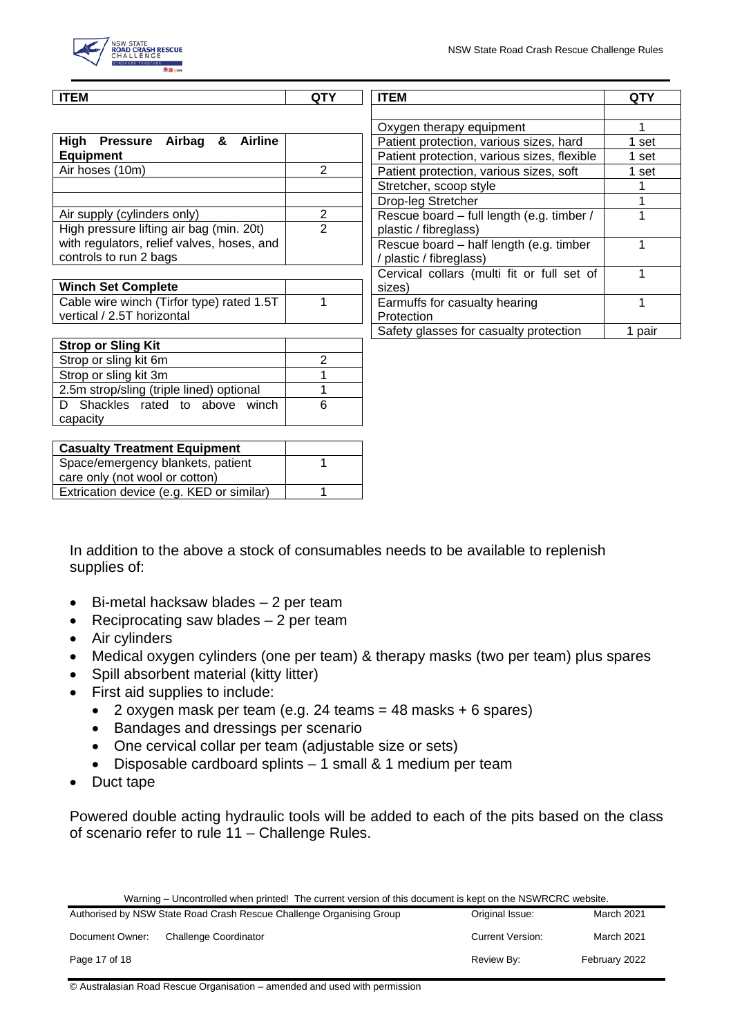| ITEM | QTY |
|---|---|
| | |
| **High Pressure Airbag & Airline Equipment** | |
| Air hoses (10m) | 2 |
| | |
| | |
| Air supply (cylinders only) | 2 |
| High pressure lifting air bag (min. 20t) with regulators, relief valves, hoses, and controls to run 2 bags | 2 |

| ITEM | QTY |
|---|---|
| **Winch Set Complete** | |
| Cable wire winch (Tirfor type) rated 1.5T vertical / 2.5T horizontal | 1 |

| ITEM | QTY |
|---|---|
| **Strop or Sling Kit** | |
| Strop or sling kit 6m | 2 |
| Strop or sling kit 3m | 1 |
| 2.5m strop/sling (triple lined) optional | 1 |
| D Shackles rated to above winch capacity | 6 |

| ITEM | QTY |
|---|---|
| **Casualty Treatment Equipment** | |
| Space/emergency blankets, patient care only (not wool or cotton) | 1 |
| Extrication device (e.g. KED or similar) | 1 |
| Oxygen therapy equipment | 1 |
| Patient protection, various sizes, hard | 1 set |
| Patient protection, various sizes, flexible | 1 set |
| Patient protection, various sizes, soft | 1 set |
| Stretcher, scoop style | 1 |
| Drop-leg Stretcher | 1 |
| Rescue board – full length (e.g. timber / plastic / fibreglass) | 1 |
| Rescue board – half length (e.g. timber / plastic / fibreglass) | 1 |
| Cervical collars (multi fit or full set of sizes) | 1 |
| Earmuffs for casualty hearing Protection | 1 |
| Safety glasses for casualty protection | 1 pair |

In addition to the above a stock of consumables needs to be available to replenish supplies of:

- Bi-metal hacksaw blades – 2 per team
- Reciprocating saw blades – 2 per team
- Air cylinders
- Medical oxygen cylinders (one per team) & therapy masks (two per team) plus spares
- Spill absorbent material (kitty litter)
- First aid supplies to include:
  - 2 oxygen mask per team (e.g. 24 teams = 48 masks + 6 spares)
  - Bandages and dressings per scenario
  - One cervical collar per team (adjustable size or sets)
  - Disposable cardboard splints – 1 small & 1 medium per team
- Duct tape

Powered double acting hydraulic tools will be added to each of the pits based on the class of scenario refer to rule 11 – Challenge Rules.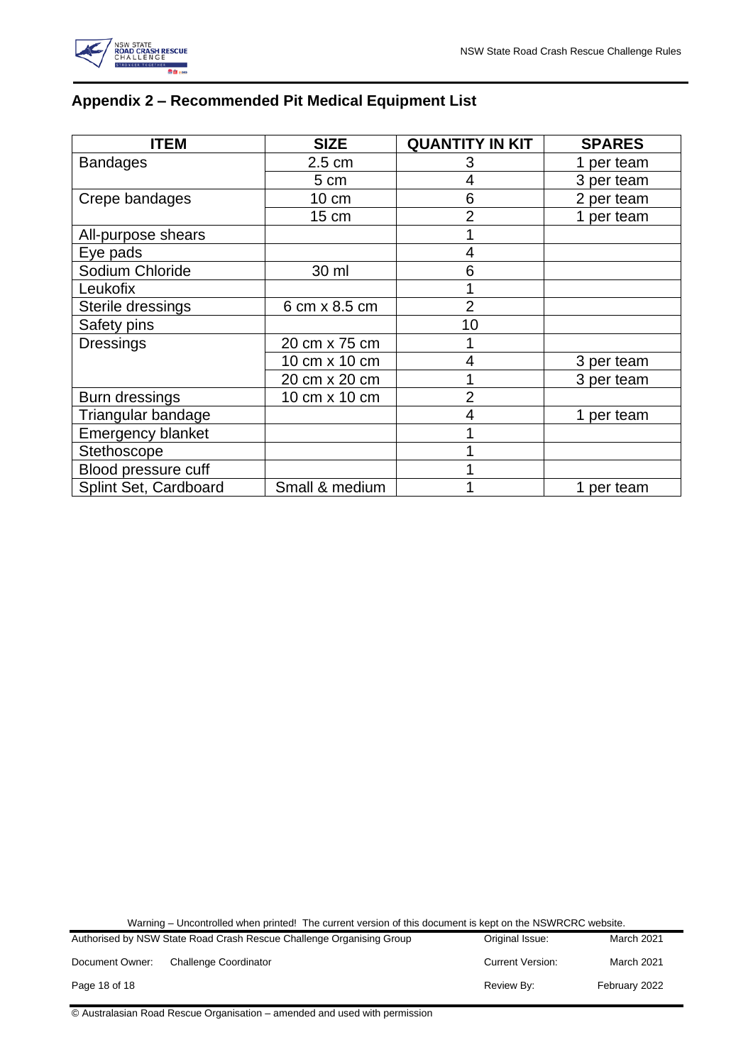## Appendix 2 – Recommended Pit Medical Equipment List

| ITEM | SIZE | QUANTITY IN KIT | SPARES |
|---|---|---|---|
| Bandages | 2.5 cm | 3 | 1 per team |
| | 5 cm | 4 | 3 per team |
| Crepe bandages | 10 cm | 6 | 2 per team |
| | 15 cm | 2 | 1 per team |
| All-purpose shears | | 1 | |
| Eye pads | | 4 | |
| Sodium Chloride | 30 ml | 6 | |
| Leukofix | | 1 | |
| Sterile dressings | 6 cm x 8.5 cm | 2 | |
| Safety pins | | 10 | |
| Dressings | 20 cm x 75 cm | 1 | |
| | 10 cm x 10 cm | 4 | 3 per team |
| | 20 cm x 20 cm | 1 | 3 per team |
| Burn dressings | 10 cm x 10 cm | 2 | |
| Triangular bandage | | 4 | 1 per team |
| Emergency blanket | | 1 | |
| Stethoscope | | 1 | |
| Blood pressure cuff | | 1 | |
| Splint Set, Cardboard | Small & medium | 1 | 1 per team |